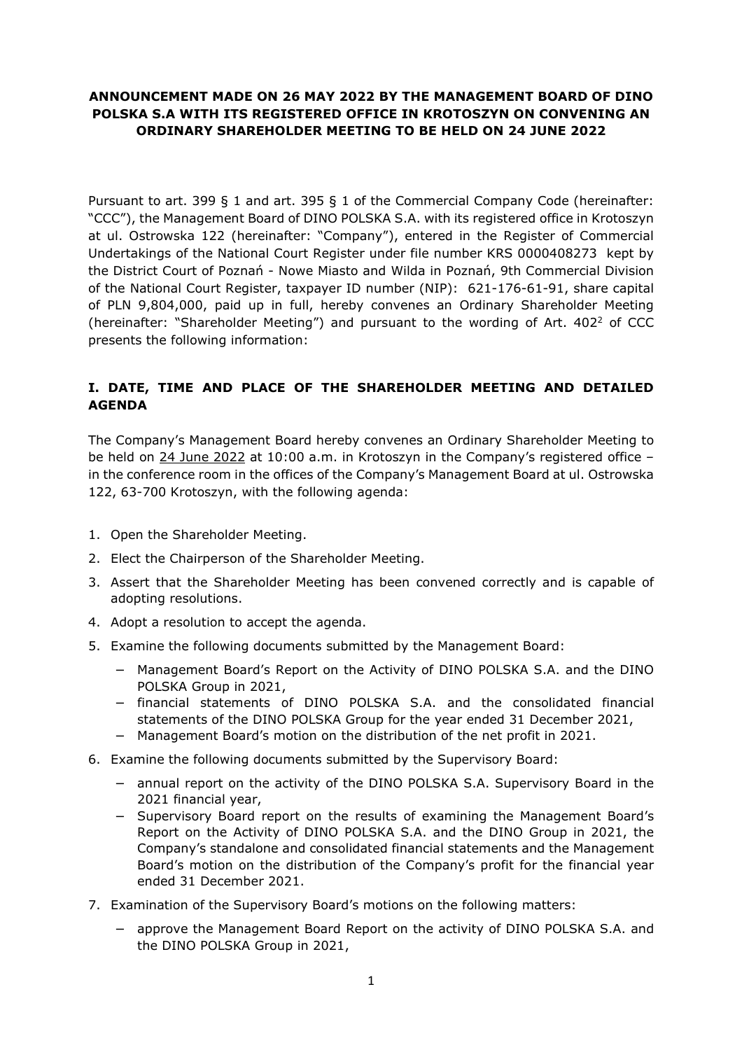# ANNOUNCEMENT MADE ON 26 MAY 2022 BY THE MANAGEMENT BOARD OF DINO POLSKA S.A WITH ITS REGISTERED OFFICE IN KROTOSZYN ON CONVENING AN ORDINARY SHAREHOLDER MEETING TO BE HELD ON 24 JUNE 2022

Pursuant to art. 399 § 1 and art. 395 § 1 of the Commercial Company Code (hereinafter: "CCC"), the Management Board of DINO POLSKA S.A. with its registered office in Krotoszyn at ul. Ostrowska 122 (hereinafter: "Company"), entered in the Register of Commercial Undertakings of the National Court Register under file number KRS 0000408273 kept by the District Court of Poznań - Nowe Miasto and Wilda in Poznań, 9th Commercial Division of the National Court Register, taxpayer ID number (NIP): 621-176-61-91, share capital of PLN 9,804,000, paid up in full, hereby convenes an Ordinary Shareholder Meeting (hereinafter: "Shareholder Meeting") and pursuant to the wording of Art. $402^2$ of CCC presents the following information:

## I. DATE, TIME AND PLACE OF THE SHAREHOLDER MEETING AND DETAILED AGENDA

The Company's Management Board hereby convenes an Ordinary Shareholder Meeting to be held on 24 June 2022 at 10:00 a.m. in Krotoszyn in the Company's registered office – in the conference room in the offices of the Company's Management Board at ul. Ostrowska 122, 63-700 Krotoszyn, with the following agenda:

1. Open the Shareholder Meeting.
2. Elect the Chairperson of the Shareholder Meeting.
3. Assert that the Shareholder Meeting has been convened correctly and is capable of adopting resolutions.
4. Adopt a resolution to accept the agenda.
5. Examine the following documents submitted by the Management Board:
   - Management Board's Report on the Activity of DINO POLSKA S.A. and the DINO POLSKA Group in 2021,
   - financial statements of DINO POLSKA S.A. and the consolidated financial statements of the DINO POLSKA Group for the year ended 31 December 2021,
   - Management Board's motion on the distribution of the net profit in 2021.
6. Examine the following documents submitted by the Supervisory Board:
   - annual report on the activity of the DINO POLSKA S.A. Supervisory Board in the 2021 financial year,
   - Supervisory Board report on the results of examining the Management Board's Report on the Activity of DINO POLSKA S.A. and the DINO Group in 2021, the Company's standalone and consolidated financial statements and the Management Board's motion on the distribution of the Company's profit for the financial year ended 31 December 2021.
7. Examination of the Supervisory Board's motions on the following matters:
   - approve the Management Board Report on the activity of DINO POLSKA S.A. and the DINO POLSKA Group in 2021,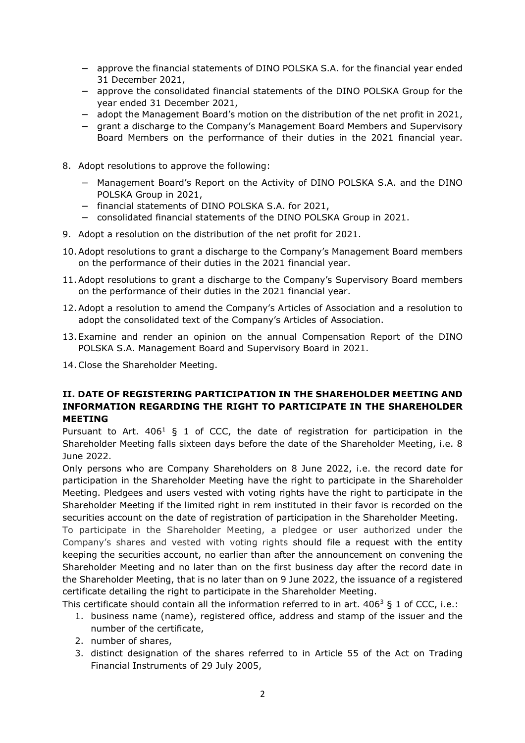- approve the financial statements of DINO POLSKA S.A. for the financial year ended 31 December 2021,
- approve the consolidated financial statements of the DINO POLSKA Group for the year ended 31 December 2021,
- adopt the Management Board's motion on the distribution of the net profit in 2021,
- grant a discharge to the Company's Management Board Members and Supervisory Board Members on the performance of their duties in the 2021 financial year.

8. Adopt resolutions to approve the following:
   - Management Board's Report on the Activity of DINO POLSKA S.A. and the DINO POLSKA Group in 2021,
   - financial statements of DINO POLSKA S.A. for 2021,
   - consolidated financial statements of the DINO POLSKA Group in 2021.
9. Adopt a resolution on the distribution of the net profit for 2021.
10. Adopt resolutions to grant a discharge to the Company's Management Board members on the performance of their duties in the 2021 financial year.
11. Adopt resolutions to grant a discharge to the Company's Supervisory Board members on the performance of their duties in the 2021 financial year.
12. Adopt a resolution to amend the Company's Articles of Association and a resolution to adopt the consolidated text of the Company's Articles of Association.
13. Examine and render an opinion on the annual Compensation Report of the DINO POLSKA S.A. Management Board and Supervisory Board in 2021.
14. Close the Shareholder Meeting.

## II. DATE OF REGISTERING PARTICIPATION IN THE SHAREHOLDER MEETING AND INFORMATION REGARDING THE RIGHT TO PARTICIPATE IN THE SHAREHOLDER MEETING

Pursuant to Art. $406^{1}$ § 1 of CCC, the date of registration for participation in the Shareholder Meeting falls sixteen days before the date of the Shareholder Meeting, i.e. 8 June 2022.

Only persons who are Company Shareholders on 8 June 2022, i.e. the record date for participation in the Shareholder Meeting have the right to participate in the Shareholder Meeting. Pledgees and users vested with voting rights have the right to participate in the Shareholder Meeting if the limited right in rem instituted in their favor is recorded on the securities account on the date of registration of participation in the Shareholder Meeting.

To participate in the Shareholder Meeting, a pledgee or user authorized under the Company's shares and vested with voting rights should file a request with the entity keeping the securities account, no earlier than after the announcement on convening the Shareholder Meeting and no later than on the first business day after the record date in the Shareholder Meeting, that is no later than on 9 June 2022, the issuance of a registered certificate detailing the right to participate in the Shareholder Meeting.

This certificate should contain all the information referred to in art. $406^{3}$ § 1 of CCC, i.e.:

1. business name (name), registered office, address and stamp of the issuer and the number of the certificate,
2. number of shares,
3. distinct designation of the shares referred to in Article 55 of the Act on Trading Financial Instruments of 29 July 2005,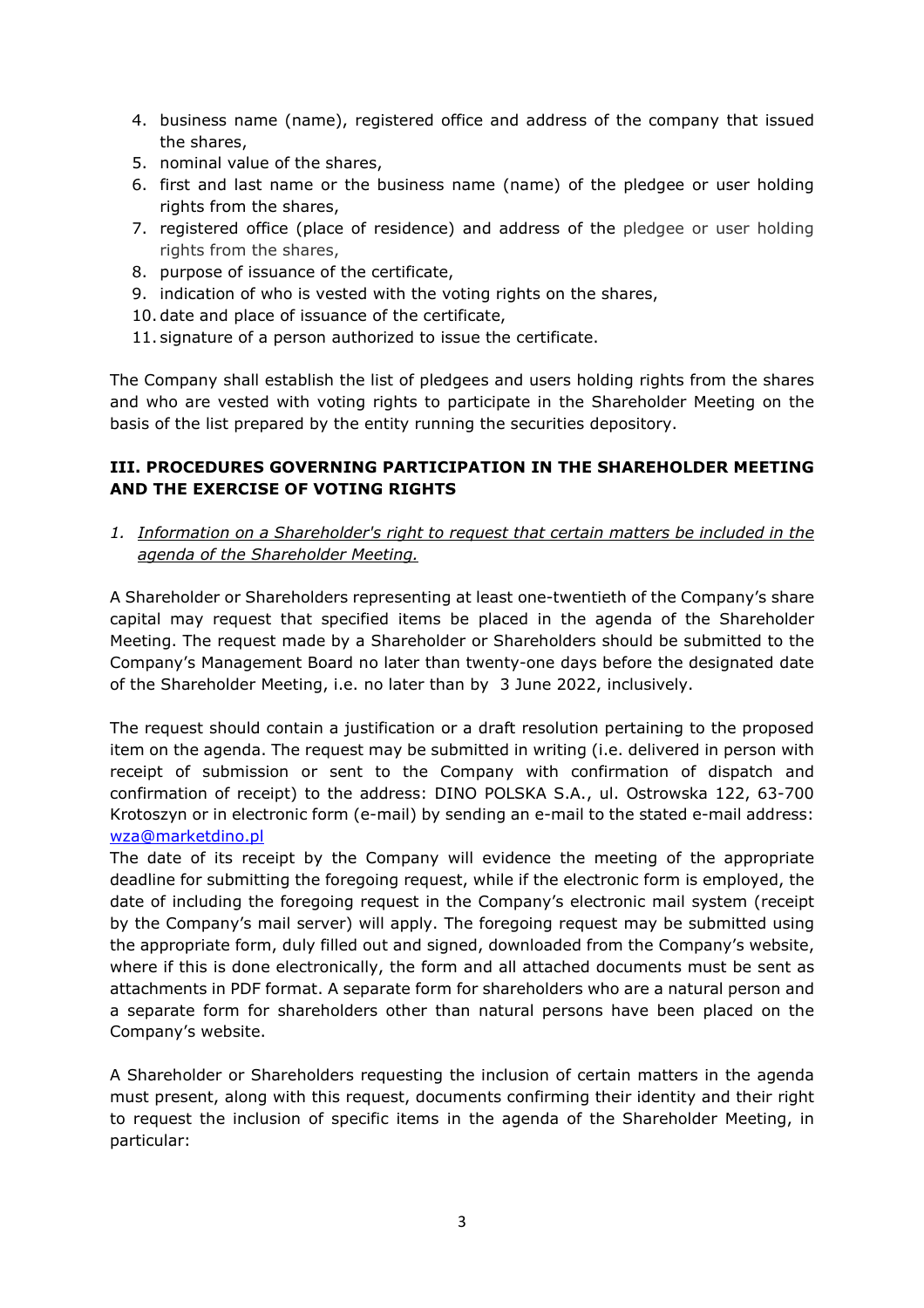4. business name (name), registered office and address of the company that issued the shares,
5. nominal value of the shares,
6. first and last name or the business name (name) of the pledgee or user holding rights from the shares,
7. registered office (place of residence) and address of the pledgee or user holding rights from the shares,
8. purpose of issuance of the certificate,
9. indication of who is vested with the voting rights on the shares,
10. date and place of issuance of the certificate,
11. signature of a person authorized to issue the certificate.

The Company shall establish the list of pledgees and users holding rights from the shares and who are vested with voting rights to participate in the Shareholder Meeting on the basis of the list prepared by the entity running the securities depository.

## III. PROCEDURES GOVERNING PARTICIPATION IN THE SHAREHOLDER MEETING AND THE EXERCISE OF VOTING RIGHTS

1. *Information on a Shareholder's right to request that certain matters be included in the agenda of the Shareholder Meeting.*

A Shareholder or Shareholders representing at least one-twentieth of the Company's share capital may request that specified items be placed in the agenda of the Shareholder Meeting. The request made by a Shareholder or Shareholders should be submitted to the Company's Management Board no later than twenty-one days before the designated date of the Shareholder Meeting, i.e. no later than by 3 June 2022, inclusively.

The request should contain a justification or a draft resolution pertaining to the proposed item on the agenda. The request may be submitted in writing (i.e. delivered in person with receipt of submission or sent to the Company with confirmation of dispatch and confirmation of receipt) to the address: DINO POLSKA S.A., ul. Ostrowska 122, 63-700 Krotoszyn or in electronic form (e-mail) by sending an e-mail to the stated e-mail address: wza@marketdino.pl

The date of its receipt by the Company will evidence the meeting of the appropriate deadline for submitting the foregoing request, while if the electronic form is employed, the date of including the foregoing request in the Company's electronic mail system (receipt by the Company's mail server) will apply. The foregoing request may be submitted using the appropriate form, duly filled out and signed, downloaded from the Company's website, where if this is done electronically, the form and all attached documents must be sent as attachments in PDF format. A separate form for shareholders who are a natural person and a separate form for shareholders other than natural persons have been placed on the Company's website.

A Shareholder or Shareholders requesting the inclusion of certain matters in the agenda must present, along with this request, documents confirming their identity and their right to request the inclusion of specific items in the agenda of the Shareholder Meeting, in particular: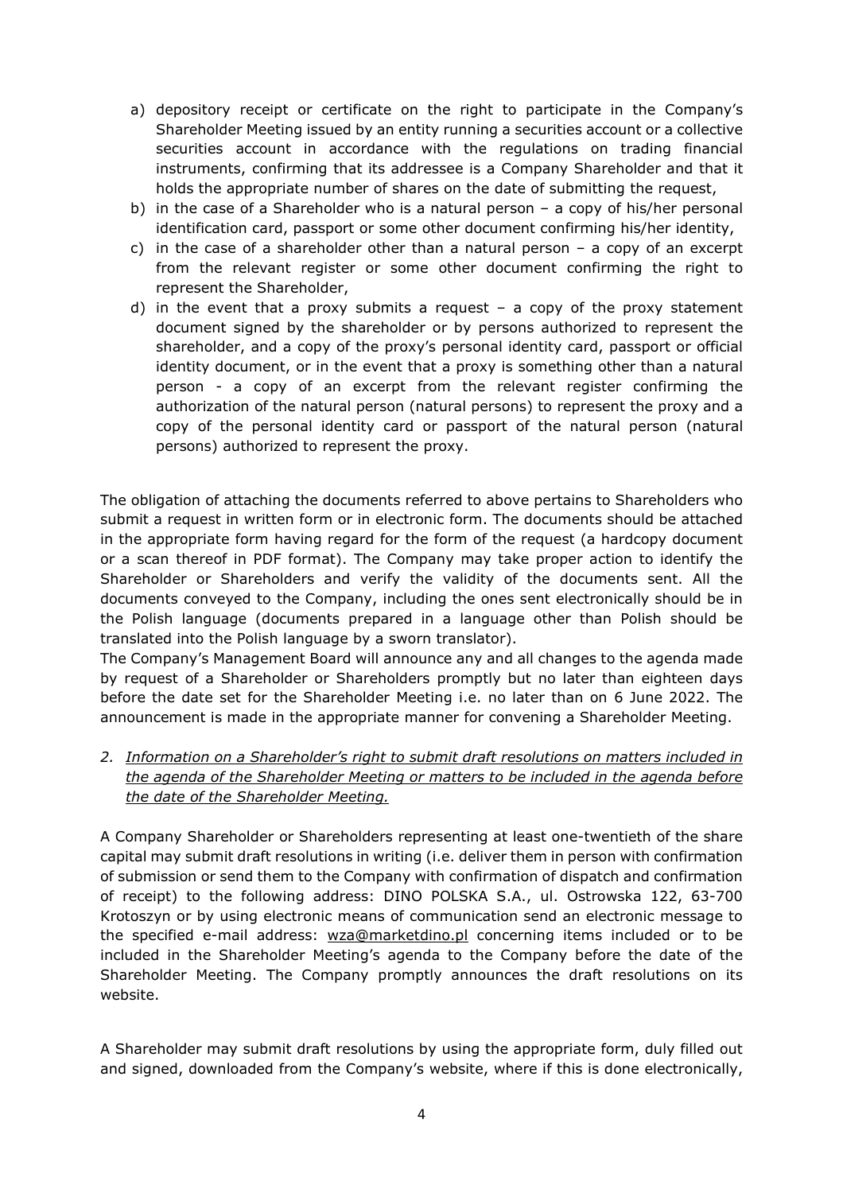a) depository receipt or certificate on the right to participate in the Company's Shareholder Meeting issued by an entity running a securities account or a collective securities account in accordance with the regulations on trading financial instruments, confirming that its addressee is a Company Shareholder and that it holds the appropriate number of shares on the date of submitting the request,
b) in the case of a Shareholder who is a natural person – a copy of his/her personal identification card, passport or some other document confirming his/her identity,
c) in the case of a shareholder other than a natural person – a copy of an excerpt from the relevant register or some other document confirming the right to represent the Shareholder,
d) in the event that a proxy submits a request – a copy of the proxy statement document signed by the shareholder or by persons authorized to represent the shareholder, and a copy of the proxy's personal identity card, passport or official identity document, or in the event that a proxy is something other than a natural person - a copy of an excerpt from the relevant register confirming the authorization of the natural person (natural persons) to represent the proxy and a copy of the personal identity card or passport of the natural person (natural persons) authorized to represent the proxy.

The obligation of attaching the documents referred to above pertains to Shareholders who submit a request in written form or in electronic form. The documents should be attached in the appropriate form having regard for the form of the request (a hardcopy document or a scan thereof in PDF format). The Company may take proper action to identify the Shareholder or Shareholders and verify the validity of the documents sent. All the documents conveyed to the Company, including the ones sent electronically should be in the Polish language (documents prepared in a language other than Polish should be translated into the Polish language by a sworn translator).
The Company's Management Board will announce any and all changes to the agenda made by request of a Shareholder or Shareholders promptly but no later than eighteen days before the date set for the Shareholder Meeting i.e. no later than on 6 June 2022. The announcement is made in the appropriate manner for convening a Shareholder Meeting.

2. *Information on a Shareholder's right to submit draft resolutions on matters included in the agenda of the Shareholder Meeting or matters to be included in the agenda before the date of the Shareholder Meeting.*

A Company Shareholder or Shareholders representing at least one-twentieth of the share capital may submit draft resolutions in writing (i.e. deliver them in person with confirmation of submission or send them to the Company with confirmation of dispatch and confirmation of receipt) to the following address: DINO POLSKA S.A., ul. Ostrowska 122, 63-700 Krotoszyn or by using electronic means of communication send an electronic message to the specified e-mail address: wza@marketdino.pl concerning items included or to be included in the Shareholder Meeting's agenda to the Company before the date of the Shareholder Meeting. The Company promptly announces the draft resolutions on its website.

A Shareholder may submit draft resolutions by using the appropriate form, duly filled out and signed, downloaded from the Company's website, where if this is done electronically,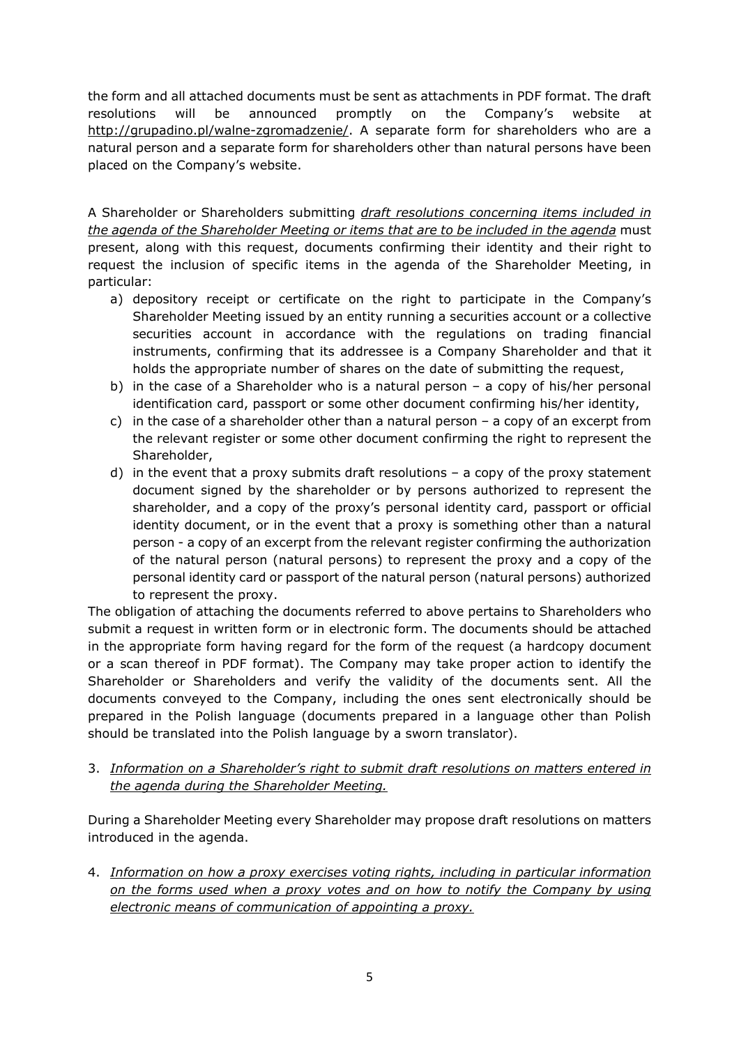the form and all attached documents must be sent as attachments in PDF format. The draft resolutions will be announced promptly on the Company's website at http://grupadino.pl/walne-zgromadzenie/. A separate form for shareholders who are a natural person and a separate form for shareholders other than natural persons have been placed on the Company's website.

A Shareholder or Shareholders submitting *draft resolutions concerning items included in the agenda of the Shareholder Meeting or items that are to be included in the agenda* must present, along with this request, documents confirming their identity and their right to request the inclusion of specific items in the agenda of the Shareholder Meeting, in particular:

a) depository receipt or certificate on the right to participate in the Company's Shareholder Meeting issued by an entity running a securities account or a collective securities account in accordance with the regulations on trading financial instruments, confirming that its addressee is a Company Shareholder and that it holds the appropriate number of shares on the date of submitting the request,
b) in the case of a Shareholder who is a natural person – a copy of his/her personal identification card, passport or some other document confirming his/her identity,
c) in the case of a shareholder other than a natural person – a copy of an excerpt from the relevant register or some other document confirming the right to represent the Shareholder,
d) in the event that a proxy submits draft resolutions – a copy of the proxy statement document signed by the shareholder or by persons authorized to represent the shareholder, and a copy of the proxy's personal identity card, passport or official identity document, or in the event that a proxy is something other than a natural person - a copy of an excerpt from the relevant register confirming the authorization of the natural person (natural persons) to represent the proxy and a copy of the personal identity card or passport of the natural person (natural persons) authorized to represent the proxy.

The obligation of attaching the documents referred to above pertains to Shareholders who submit a request in written form or in electronic form. The documents should be attached in the appropriate form having regard for the form of the request (a hardcopy document or a scan thereof in PDF format). The Company may take proper action to identify the Shareholder or Shareholders and verify the validity of the documents sent. All the documents conveyed to the Company, including the ones sent electronically should be prepared in the Polish language (documents prepared in a language other than Polish should be translated into the Polish language by a sworn translator).

3. *Information on a Shareholder's right to submit draft resolutions on matters entered in the agenda during the Shareholder Meeting.*

During a Shareholder Meeting every Shareholder may propose draft resolutions on matters introduced in the agenda.

4. *Information on how a proxy exercises voting rights, including in particular information on the forms used when a proxy votes and on how to notify the Company by using electronic means of communication of appointing a proxy.*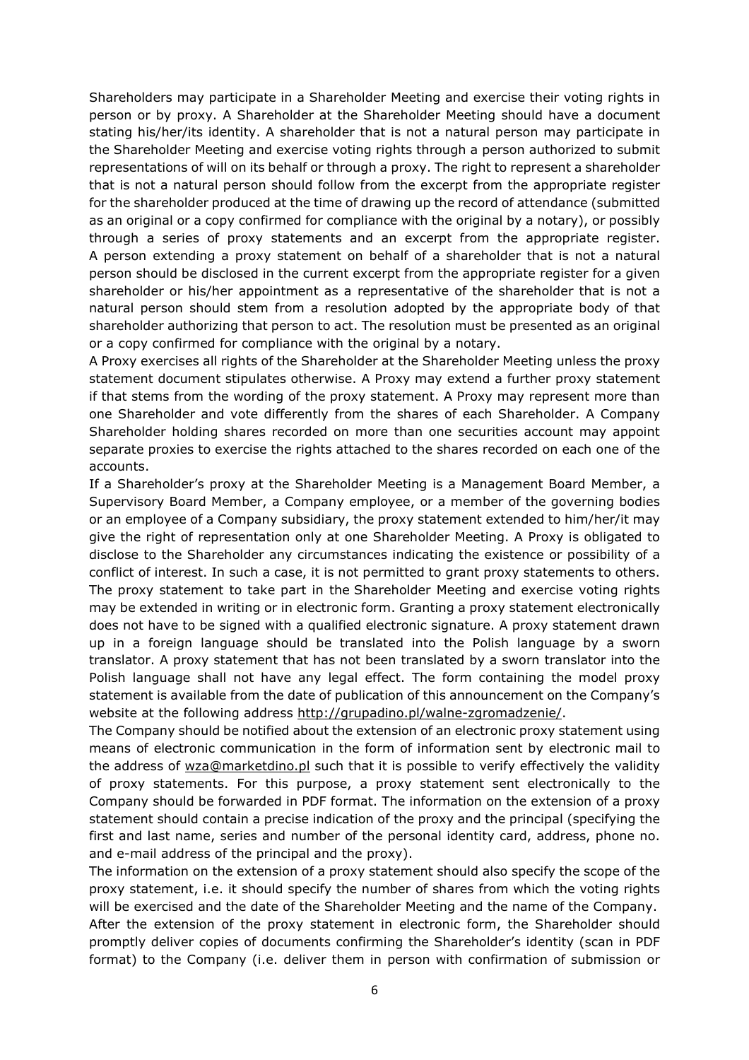Shareholders may participate in a Shareholder Meeting and exercise their voting rights in person or by proxy. A Shareholder at the Shareholder Meeting should have a document stating his/her/its identity. A shareholder that is not a natural person may participate in the Shareholder Meeting and exercise voting rights through a person authorized to submit representations of will on its behalf or through a proxy. The right to represent a shareholder that is not a natural person should follow from the excerpt from the appropriate register for the shareholder produced at the time of drawing up the record of attendance (submitted as an original or a copy confirmed for compliance with the original by a notary), or possibly through a series of proxy statements and an excerpt from the appropriate register. A person extending a proxy statement on behalf of a shareholder that is not a natural person should be disclosed in the current excerpt from the appropriate register for a given shareholder or his/her appointment as a representative of the shareholder that is not a natural person should stem from a resolution adopted by the appropriate body of that shareholder authorizing that person to act. The resolution must be presented as an original or a copy confirmed for compliance with the original by a notary.

A Proxy exercises all rights of the Shareholder at the Shareholder Meeting unless the proxy statement document stipulates otherwise. A Proxy may extend a further proxy statement if that stems from the wording of the proxy statement. A Proxy may represent more than one Shareholder and vote differently from the shares of each Shareholder. A Company Shareholder holding shares recorded on more than one securities account may appoint separate proxies to exercise the rights attached to the shares recorded on each one of the accounts.

If a Shareholder's proxy at the Shareholder Meeting is a Management Board Member, a Supervisory Board Member, a Company employee, or a member of the governing bodies or an employee of a Company subsidiary, the proxy statement extended to him/her/it may give the right of representation only at one Shareholder Meeting. A Proxy is obligated to disclose to the Shareholder any circumstances indicating the existence or possibility of a conflict of interest. In such a case, it is not permitted to grant proxy statements to others.

The proxy statement to take part in the Shareholder Meeting and exercise voting rights may be extended in writing or in electronic form. Granting a proxy statement electronically does not have to be signed with a qualified electronic signature. A proxy statement drawn up in a foreign language should be translated into the Polish language by a sworn translator. A proxy statement that has not been translated by a sworn translator into the Polish language shall not have any legal effect. The form containing the model proxy statement is available from the date of publication of this announcement on the Company's website at the following address http://grupadino.pl/walne-zgromadzenie/.

The Company should be notified about the extension of an electronic proxy statement using means of electronic communication in the form of information sent by electronic mail to the address of wza@marketdino.pl such that it is possible to verify effectively the validity of proxy statements. For this purpose, a proxy statement sent electronically to the Company should be forwarded in PDF format. The information on the extension of a proxy statement should contain a precise indication of the proxy and the principal (specifying the first and last name, series and number of the personal identity card, address, phone no. and e-mail address of the principal and the proxy).

The information on the extension of a proxy statement should also specify the scope of the proxy statement, i.e. it should specify the number of shares from which the voting rights will be exercised and the date of the Shareholder Meeting and the name of the Company.

After the extension of the proxy statement in electronic form, the Shareholder should promptly deliver copies of documents confirming the Shareholder's identity (scan in PDF format) to the Company (i.e. deliver them in person with confirmation of submission or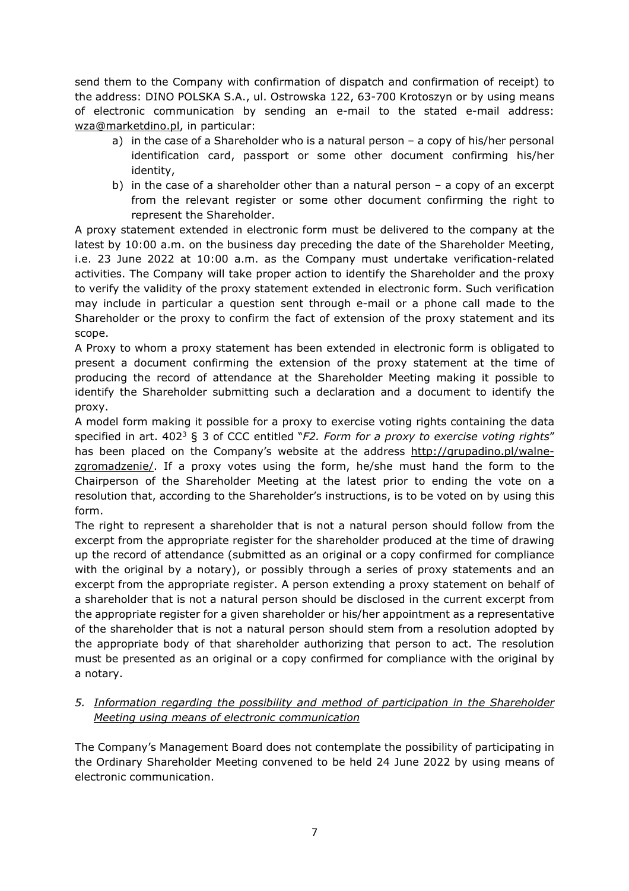send them to the Company with confirmation of dispatch and confirmation of receipt) to the address: DINO POLSKA S.A., ul. Ostrowska 122, 63-700 Krotoszyn or by using means of electronic communication by sending an e-mail to the stated e-mail address: wza@marketdino.pl, in particular:

a) in the case of a Shareholder who is a natural person – a copy of his/her personal identification card, passport or some other document confirming his/her identity,

b) in the case of a shareholder other than a natural person – a copy of an excerpt from the relevant register or some other document confirming the right to represent the Shareholder.

A proxy statement extended in electronic form must be delivered to the company at the latest by 10:00 a.m. on the business day preceding the date of the Shareholder Meeting, i.e. 23 June 2022 at 10:00 a.m. as the Company must undertake verification-related activities. The Company will take proper action to identify the Shareholder and the proxy to verify the validity of the proxy statement extended in electronic form. Such verification may include in particular a question sent through e-mail or a phone call made to the Shareholder or the proxy to confirm the fact of extension of the proxy statement and its scope.

A Proxy to whom a proxy statement has been extended in electronic form is obligated to present a document confirming the extension of the proxy statement at the time of producing the record of attendance at the Shareholder Meeting making it possible to identify the Shareholder submitting such a declaration and a document to identify the proxy.

A model form making it possible for a proxy to exercise voting rights containing the data specified in art. 402[3] § 3 of CCC entitled "*F2. Form for a proxy to exercise voting rights*" has been placed on the Company's website at the address http://grupadino.pl/walne-zgromadzenie/. If a proxy votes using the form, he/she must hand the form to the Chairperson of the Shareholder Meeting at the latest prior to ending the vote on a resolution that, according to the Shareholder's instructions, is to be voted on by using this form.

The right to represent a shareholder that is not a natural person should follow from the excerpt from the appropriate register for the shareholder produced at the time of drawing up the record of attendance (submitted as an original or a copy confirmed for compliance with the original by a notary), or possibly through a series of proxy statements and an excerpt from the appropriate register. A person extending a proxy statement on behalf of a shareholder that is not a natural person should be disclosed in the current excerpt from the appropriate register for a given shareholder or his/her appointment as a representative of the shareholder that is not a natural person should stem from a resolution adopted by the appropriate body of that shareholder authorizing that person to act. The resolution must be presented as an original or a copy confirmed for compliance with the original by a notary.

5. *Information regarding the possibility and method of participation in the Shareholder Meeting using means of electronic communication*

The Company's Management Board does not contemplate the possibility of participating in the Ordinary Shareholder Meeting convened to be held 24 June 2022 by using means of electronic communication.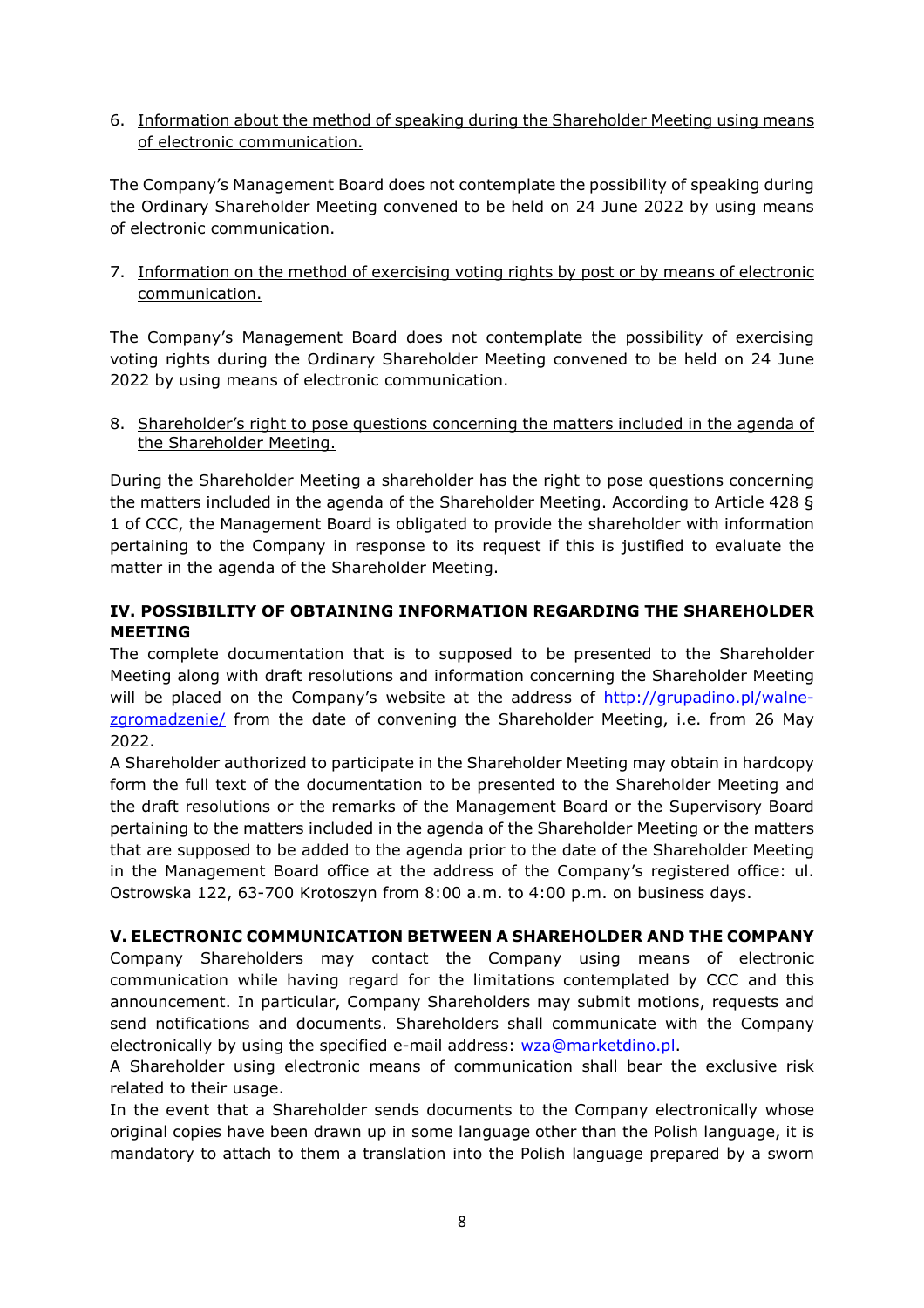6. <u>Information about the method of speaking during the Shareholder Meeting using means of electronic communication.</u>

The Company's Management Board does not contemplate the possibility of speaking during the Ordinary Shareholder Meeting convened to be held on 24 June 2022 by using means of electronic communication.

7. <u>Information on the method of exercising voting rights by post or by means of electronic communication.</u>

The Company's Management Board does not contemplate the possibility of exercising voting rights during the Ordinary Shareholder Meeting convened to be held on 24 June 2022 by using means of electronic communication.

8. <u>Shareholder's right to pose questions concerning the matters included in the agenda of the Shareholder Meeting.</u>

During the Shareholder Meeting a shareholder has the right to pose questions concerning the matters included in the agenda of the Shareholder Meeting. According to Article 428 § 1 of CCC, the Management Board is obligated to provide the shareholder with information pertaining to the Company in response to its request if this is justified to evaluate the matter in the agenda of the Shareholder Meeting.

**IV. POSSIBILITY OF OBTAINING INFORMATION REGARDING THE SHAREHOLDER MEETING**

The complete documentation that is to supposed to be presented to the Shareholder Meeting along with draft resolutions and information concerning the Shareholder Meeting will be placed on the Company's website at the address of [http://grupadino.pl/walne-zgromadzenie/](http://grupadino.pl/walne-zgromadzenie/) from the date of convening the Shareholder Meeting, i.e. from 26 May 2022.

A Shareholder authorized to participate in the Shareholder Meeting may obtain in hardcopy form the full text of the documentation to be presented to the Shareholder Meeting and the draft resolutions or the remarks of the Management Board or the Supervisory Board pertaining to the matters included in the agenda of the Shareholder Meeting or the matters that are supposed to be added to the agenda prior to the date of the Shareholder Meeting in the Management Board office at the address of the Company's registered office: ul. Ostrowska 122, 63-700 Krotoszyn from 8:00 a.m. to 4:00 p.m. on business days.

**V. ELECTRONIC COMMUNICATION BETWEEN A SHAREHOLDER AND THE COMPANY**

Company Shareholders may contact the Company using means of electronic communication while having regard for the limitations contemplated by CCC and this announcement. In particular, Company Shareholders may submit motions, requests and send notifications and documents. Shareholders shall communicate with the Company electronically by using the specified e-mail address: [wza@marketdino.pl](mailto:wza@marketdino.pl).

A Shareholder using electronic means of communication shall bear the exclusive risk related to their usage.

In the event that a Shareholder sends documents to the Company electronically whose original copies have been drawn up in some language other than the Polish language, it is mandatory to attach to them a translation into the Polish language prepared by a sworn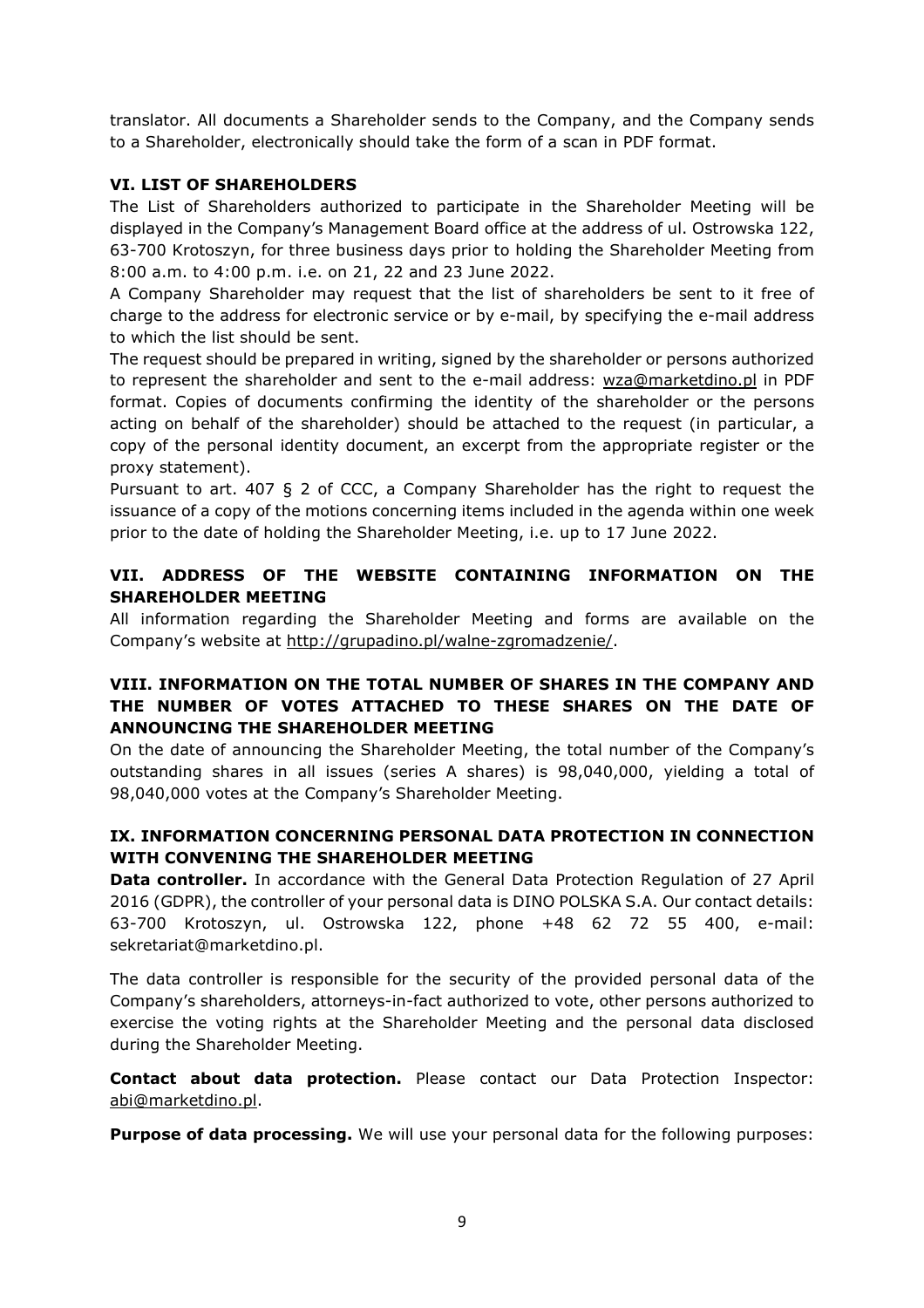translator. All documents a Shareholder sends to the Company, and the Company sends to a Shareholder, electronically should take the form of a scan in PDF format.

## VI. LIST OF SHAREHOLDERS

The List of Shareholders authorized to participate in the Shareholder Meeting will be displayed in the Company's Management Board office at the address of ul. Ostrowska 122, 63-700 Krotoszyn, for three business days prior to holding the Shareholder Meeting from 8:00 a.m. to 4:00 p.m. i.e. on 21, 22 and 23 June 2022.

A Company Shareholder may request that the list of shareholders be sent to it free of charge to the address for electronic service or by e-mail, by specifying the e-mail address to which the list should be sent.

The request should be prepared in writing, signed by the shareholder or persons authorized to represent the shareholder and sent to the e-mail address: wza@marketdino.pl in PDF format. Copies of documents confirming the identity of the shareholder or the persons acting on behalf of the shareholder) should be attached to the request (in particular, a copy of the personal identity document, an excerpt from the appropriate register or the proxy statement).

Pursuant to art. 407 § 2 of CCC, a Company Shareholder has the right to request the issuance of a copy of the motions concerning items included in the agenda within one week prior to the date of holding the Shareholder Meeting, i.e. up to 17 June 2022.

## VII. ADDRESS OF THE WEBSITE CONTAINING INFORMATION ON THE SHAREHOLDER MEETING

All information regarding the Shareholder Meeting and forms are available on the Company's website at http://grupadino.pl/walne-zgromadzenie/.

## VIII. INFORMATION ON THE TOTAL NUMBER OF SHARES IN THE COMPANY AND THE NUMBER OF VOTES ATTACHED TO THESE SHARES ON THE DATE OF ANNOUNCING THE SHAREHOLDER MEETING

On the date of announcing the Shareholder Meeting, the total number of the Company's outstanding shares in all issues (series A shares) is 98,040,000, yielding a total of 98,040,000 votes at the Company's Shareholder Meeting.

## IX. INFORMATION CONCERNING PERSONAL DATA PROTECTION IN CONNECTION WITH CONVENING THE SHAREHOLDER MEETING

**Data controller.** In accordance with the General Data Protection Regulation of 27 April 2016 (GDPR), the controller of your personal data is DINO POLSKA S.A. Our contact details: 63-700 Krotoszyn, ul. Ostrowska 122, phone +48 62 72 55 400, e-mail: sekretariat@marketdino.pl.

The data controller is responsible for the security of the provided personal data of the Company's shareholders, attorneys-in-fact authorized to vote, other persons authorized to exercise the voting rights at the Shareholder Meeting and the personal data disclosed during the Shareholder Meeting.

**Contact about data protection.** Please contact our Data Protection Inspector: abi@marketdino.pl.

**Purpose of data processing.** We will use your personal data for the following purposes: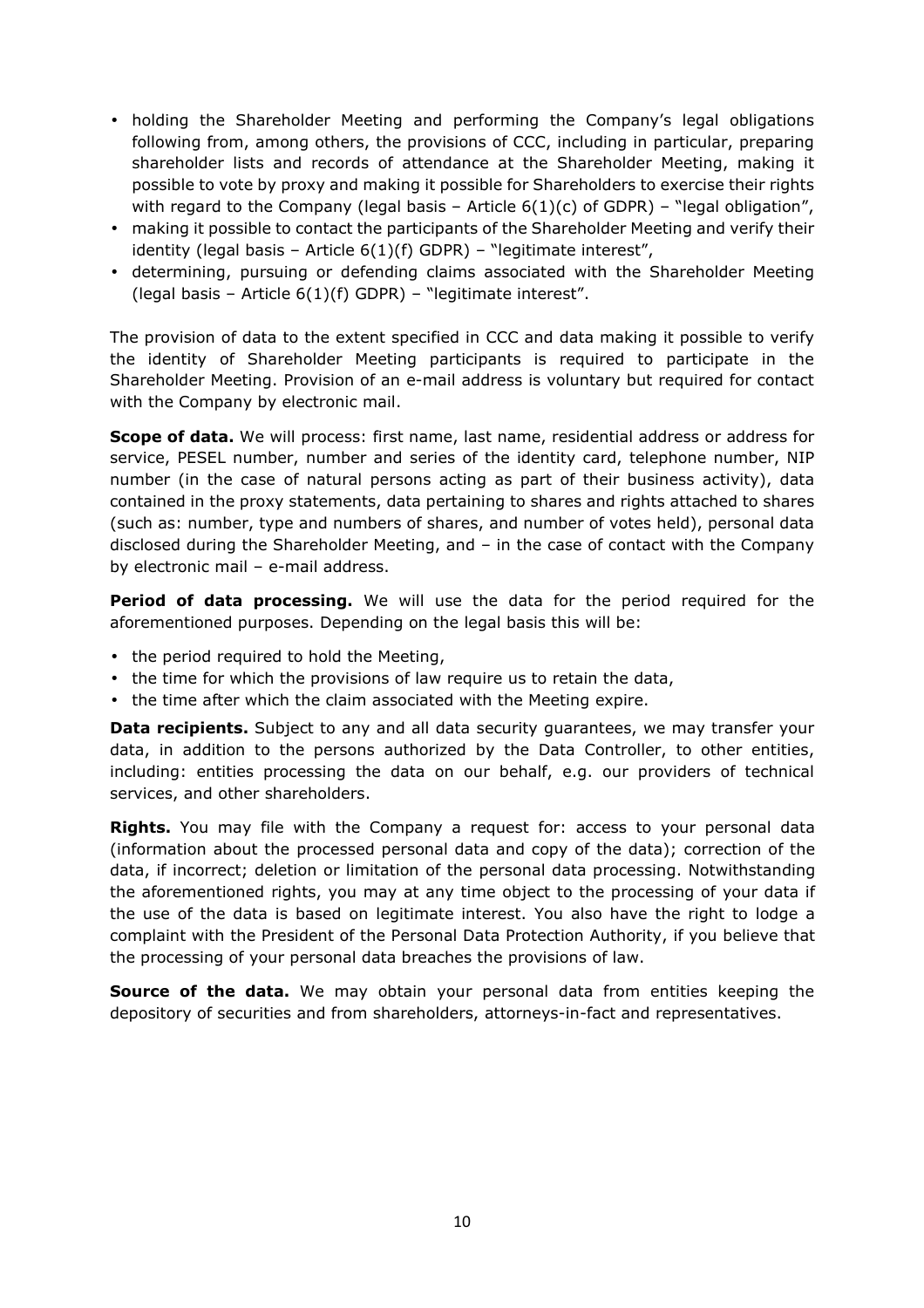- holding the Shareholder Meeting and performing the Company's legal obligations following from, among others, the provisions of CCC, including in particular, preparing shareholder lists and records of attendance at the Shareholder Meeting, making it possible to vote by proxy and making it possible for Shareholders to exercise their rights with regard to the Company (legal basis – Article 6(1)(c) of GDPR) – "legal obligation",
- making it possible to contact the participants of the Shareholder Meeting and verify their identity (legal basis – Article 6(1)(f) GDPR) – "legitimate interest",
- determining, pursuing or defending claims associated with the Shareholder Meeting (legal basis – Article 6(1)(f) GDPR) – "legitimate interest".

The provision of data to the extent specified in CCC and data making it possible to verify the identity of Shareholder Meeting participants is required to participate in the Shareholder Meeting. Provision of an e-mail address is voluntary but required for contact with the Company by electronic mail.

**Scope of data.** We will process: first name, last name, residential address or address for service, PESEL number, number and series of the identity card, telephone number, NIP number (in the case of natural persons acting as part of their business activity), data contained in the proxy statements, data pertaining to shares and rights attached to shares (such as: number, type and numbers of shares, and number of votes held), personal data disclosed during the Shareholder Meeting, and – in the case of contact with the Company by electronic mail – e-mail address.

**Period of data processing.** We will use the data for the period required for the aforementioned purposes. Depending on the legal basis this will be:

- the period required to hold the Meeting,
- the time for which the provisions of law require us to retain the data,
- the time after which the claim associated with the Meeting expire.

**Data recipients.** Subject to any and all data security guarantees, we may transfer your data, in addition to the persons authorized by the Data Controller, to other entities, including: entities processing the data on our behalf, e.g. our providers of technical services, and other shareholders.

**Rights.** You may file with the Company a request for: access to your personal data (information about the processed personal data and copy of the data); correction of the data, if incorrect; deletion or limitation of the personal data processing. Notwithstanding the aforementioned rights, you may at any time object to the processing of your data if the use of the data is based on legitimate interest. You also have the right to lodge a complaint with the President of the Personal Data Protection Authority, if you believe that the processing of your personal data breaches the provisions of law.

**Source of the data.** We may obtain your personal data from entities keeping the depository of securities and from shareholders, attorneys-in-fact and representatives.